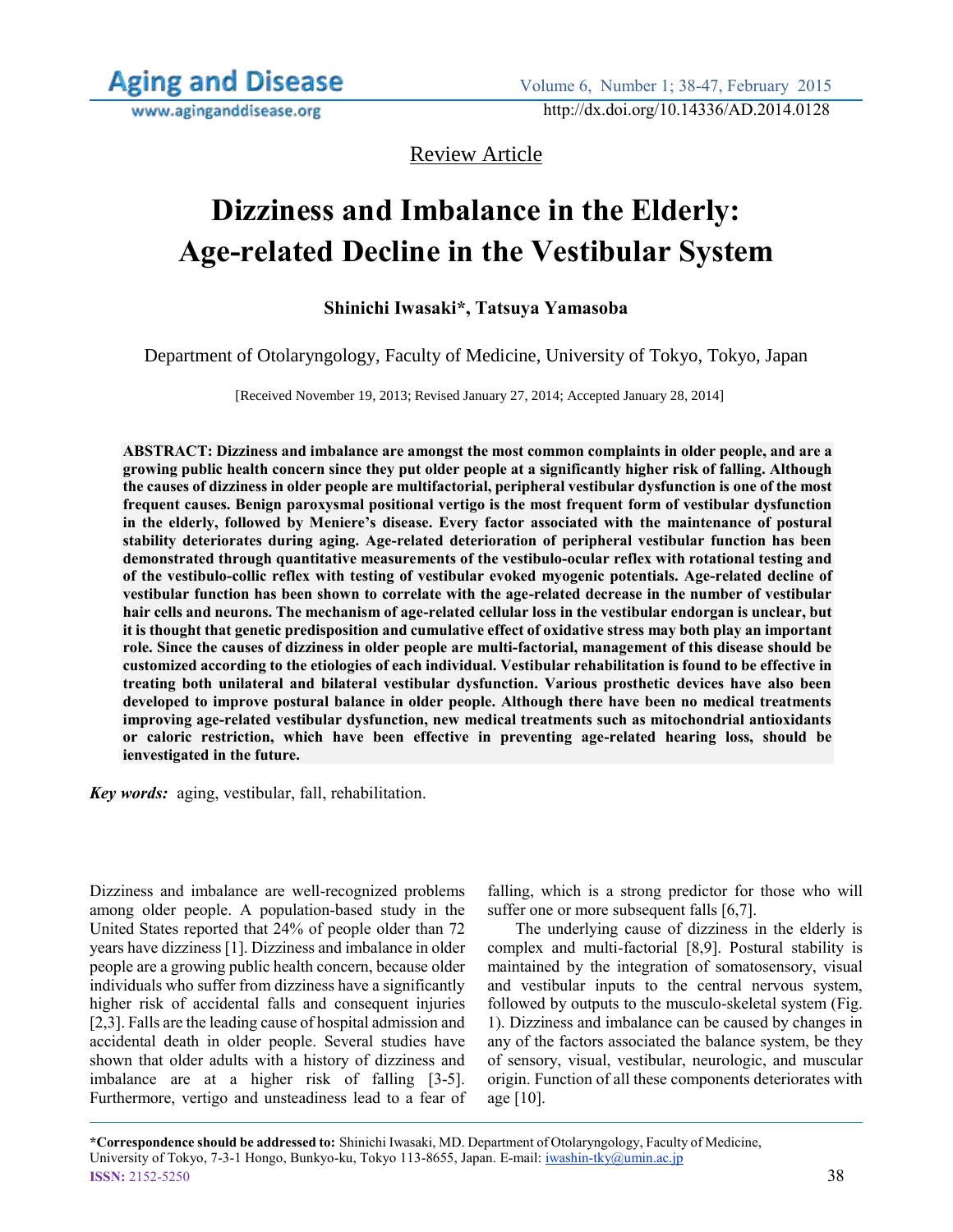Review Article

# Dizziness and Imbalance in the Elderly: Age-related Decline in the Vestibular System

**Shinichi Iwasaki*, Tatsuya Yamasoba**

Department of Otolaryngology, Faculty of Medicine, University of Tokyo, Tokyo, Japan

[Received November 19, 2013; Revised January 27, 2014; Accepted January 28, 2014]

**ABSTRACT: Dizziness and imbalance are amongst the most common complaints in older people, and are a growing public health concern since they put older people at a significantly higher risk of falling. Although the causes of dizziness in older people are multifactorial, peripheral vestibular dysfunction is one of the most frequent causes. Benign paroxysmal positional vertigo is the most frequent form of vestibular dysfunction in the elderly, followed by Meniere's disease. Every factor associated with the maintenance of postural stability deteriorates during aging. Age-related deterioration of peripheral vestibular function has been demonstrated through quantitative measurements of the vestibulo-ocular reflex with rotational testing and of the vestibulo-collic reflex with testing of vestibular evoked myogenic potentials. Age-related decline of vestibular function has been shown to correlate with the age-related decrease in the number of vestibular hair cells and neurons. The mechanism of age-related cellular loss in the vestibular endorgan is unclear, but it is thought that genetic predisposition and cumulative effect of oxidative stress may both play an important role. Since the causes of dizziness in older people are multi-factorial, management of this disease should be customized according to the etiologies of each individual. Vestibular rehabilitation is found to be effective in treating both unilateral and bilateral vestibular dysfunction. Various prosthetic devices have also been developed to improve postural balance in older people. Although there have been no medical treatments improving age-related vestibular dysfunction, new medical treatments such as mitochondrial antioxidants or caloric restriction, which have been effective in preventing age-related hearing loss, should be ienvestigated in the future.**

***Key words:*** aging, vestibular, fall, rehabilitation.

Dizziness and imbalance are well-recognized problems among older people. A population-based study in the United States reported that 24% of people older than 72 years have dizziness [1]. Dizziness and imbalance in older people are a growing public health concern, because older individuals who suffer from dizziness have a significantly higher risk of accidental falls and consequent injuries [2,3]. Falls are the leading cause of hospital admission and accidental death in older people. Several studies have shown that older adults with a history of dizziness and imbalance are at a higher risk of falling [3-5]. Furthermore, vertigo and unsteadiness lead to a fear of falling, which is a strong predictor for those who will suffer one or more subsequent falls [6,7].

The underlying cause of dizziness in the elderly is complex and multi-factorial [8,9]. Postural stability is maintained by the integration of somatosensory, visual and vestibular inputs to the central nervous system, followed by outputs to the musculo-skeletal system (Fig. 1). Dizziness and imbalance can be caused by changes in any of the factors associated with the balance system, be they of sensory, visual, vestibular, neurologic, and muscular origin. Function of all these components deteriorates with age [10].

**\*Correspondence should be addressed to:** Shinichi Iwasaki, MD. Department of Otolaryngology, Faculty of Medicine, University of Tokyo, 7-3-1 Hongo, Bunkyo-ku, Tokyo 113-8655, Japan. E-mail: iwashin-tky@umin.ac.jp

**ISSN:** 2152-5250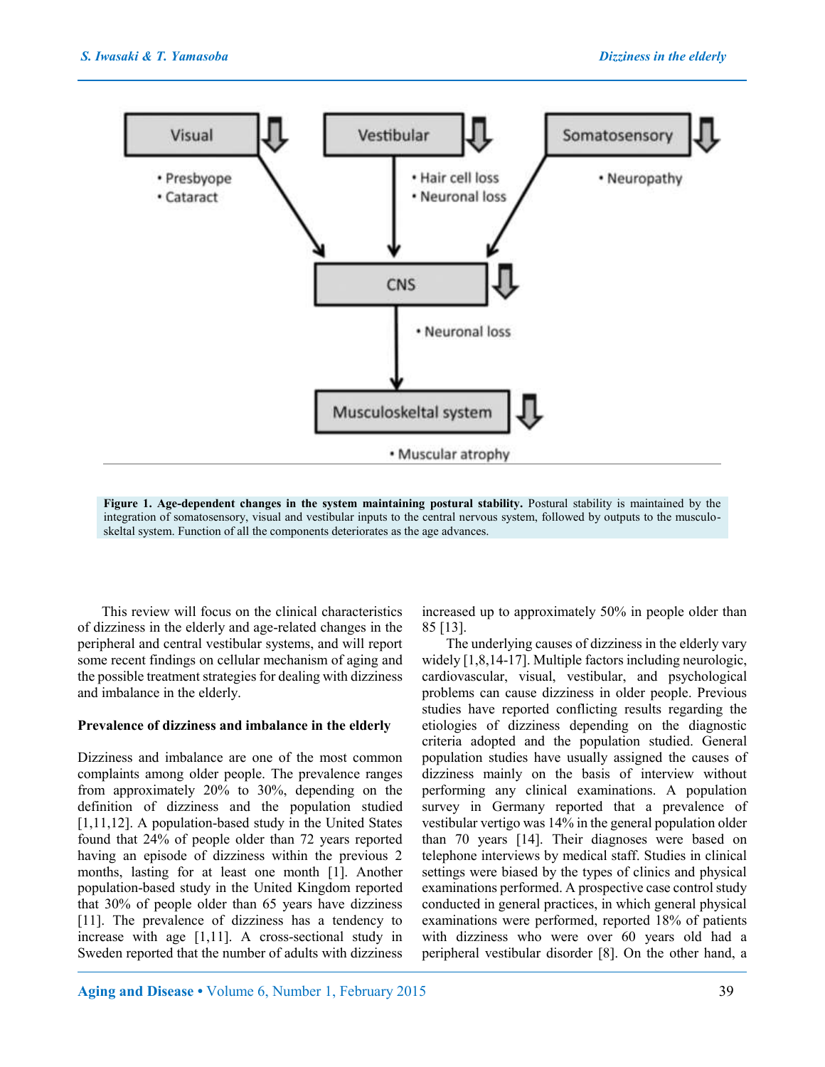Visual
• Presbyope
• Cataract

Vestibular
• Hair cell loss
• Neuronal loss

Somatosensory
• Neuropathy

CNS
• Neuronal loss

Musculoskeltal system
• Muscular atrophy

**Figure 1. Age-dependent changes in the system maintaining postural stability.** Postural stability is maintained by the integration of somatosensory, visual and vestibular inputs to the central nervous system, followed by outputs to the musculo-skeltal system. Function of all the components deteriorates as the age advances.

This review will focus on the clinical characteristics of dizziness in the elderly and age-related changes in the peripheral and central vestibular systems, and will report some recent findings on cellular mechanism of aging and the possible treatment strategies for dealing with dizziness and imbalance in the elderly.

## Prevalence of dizziness and imbalance in the elderly

Dizziness and imbalance are one of the most common complaints among older people. The prevalence ranges from approximately 20% to 30%, depending on the definition of dizziness and the population studied [1,11,12]. A population-based study in the United States found that 24% of people older than 72 years reported having an episode of dizziness within the previous 2 months, lasting for at least one month [1]. Another population-based study in the United Kingdom reported that 30% of people older than 65 years have dizziness [11]. The prevalence of dizziness has a tendency to increase with age [1,11]. A cross-sectional study in Sweden reported that the number of adults with dizziness increased up to approximately 50% in people older than 85 [13].

The underlying causes of dizziness in the elderly vary widely [1,8,14-17]. Multiple factors including neurologic, cardiovascular, visual, vestibular, and psychological problems can cause dizziness in older people. Previous studies have reported conflicting results regarding the etiologies of dizziness depending on the diagnostic criteria adopted and the population studied. General population studies have usually assigned the causes of dizziness mainly on the basis of interview without performing any clinical examinations. A population survey in Germany reported that a prevalence of vestibular vertigo was 14% in the general population older than 70 years [14]. Their diagnoses were based on telephone interviews by medical staff. Studies in clinical settings were biased by the types of clinics and physical examinations performed. A prospective case control study conducted in general practices, in which general physical examinations were performed, reported 18% of patients with dizziness who were over 60 years old had a peripheral vestibular disorder [8]. On the other hand, a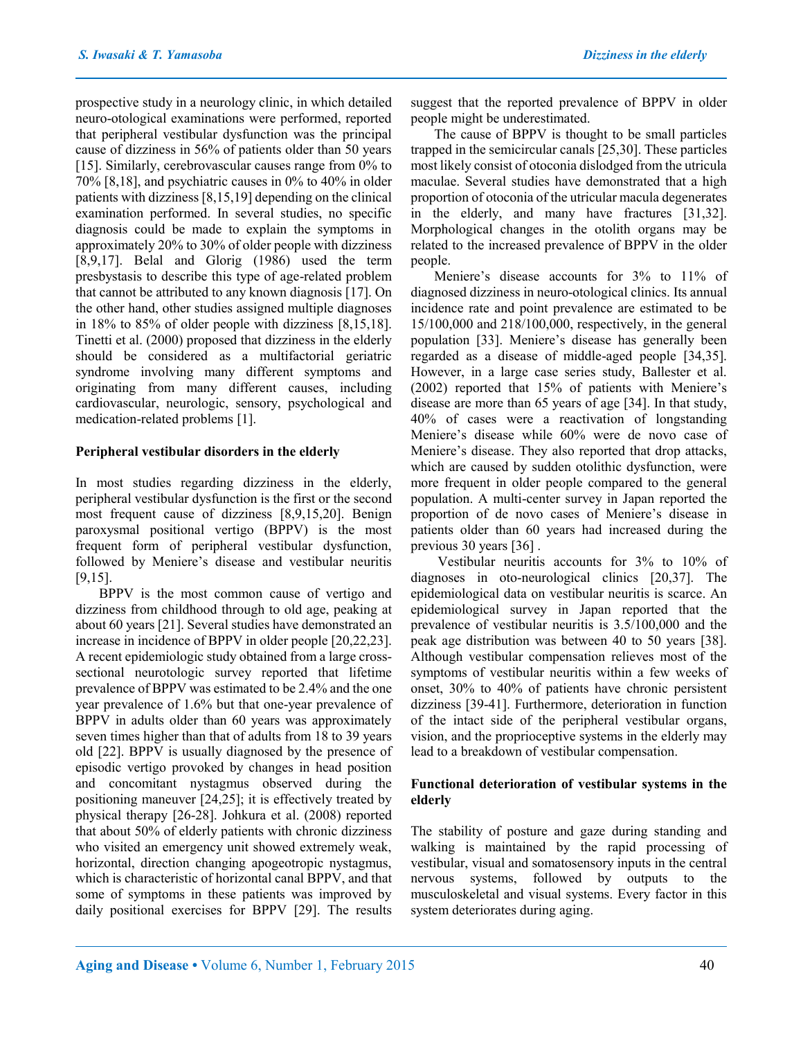prospective study in a neurology clinic, in which detailed neuro-otological examinations were performed, reported that peripheral vestibular dysfunction was the principal cause of dizziness in 56% of patients older than 50 years [15]. Similarly, cerebrovascular causes range from 0% to 70% [8,18], and psychiatric causes in 0% to 40% in older patients with dizziness [8,15,19] depending on the clinical examination performed. In several studies, no specific diagnosis could be made to explain the symptoms in approximately 20% to 30% of older people with dizziness [8,9,17]. Belal and Glorig (1986) used the term presbystasis to describe this type of age-related problem that cannot be attributed to any known diagnosis [17]. On the other hand, other studies assigned multiple diagnoses in 18% to 85% of older people with dizziness [8,15,18]. Tinetti et al. (2000) proposed that dizziness in the elderly should be considered as a multifactorial geriatric syndrome involving many different symptoms and originating from many different causes, including cardiovascular, neurologic, sensory, psychological and medication-related problems [1].

**Peripheral vestibular disorders in the elderly**

In most studies regarding dizziness in the elderly, peripheral vestibular dysfunction is the first or the second most frequent cause of dizziness [8,9,15,20]. Benign paroxysmal positional vertigo (BPPV) is the most frequent form of peripheral vestibular dysfunction, followed by Meniere's disease and vestibular neuritis [9,15].

BPPV is the most common cause of vertigo and dizziness from childhood through to old age, peaking at about 60 years [21]. Several studies have demonstrated an increase in incidence of BPPV in older people [20,22,23]. A recent epidemiologic study obtained from a large cross-sectional neurotologic survey reported that lifetime prevalence of BPPV was estimated to be 2.4% and the one year prevalence of 1.6% but that one-year prevalence of BPPV in adults older than 60 years was approximately seven times higher than that of adults from 18 to 39 years old [22]. BPPV is usually diagnosed by the presence of episodic vertigo provoked by changes in head position and concomitant nystagmus observed during the positioning maneuver [24,25]; it is effectively treated by physical therapy [26-28]. Johkura et al. (2008) reported that about 50% of elderly patients with chronic dizziness who visited an emergency unit showed extremely weak, horizontal, direction changing apogeotropic nystagmus, which is characteristic of horizontal canal BPPV, and that some of symptoms in these patients was improved by daily positional exercises for BPPV [29]. The results suggest that the reported prevalence of BPPV in older people might be underestimated.

The cause of BPPV is thought to be small particles trapped in the semicircular canals [25,30]. These particles most likely consist of otoconia dislodged from the utricula maculae. Several studies have demonstrated that a high proportion of otoconia of the utricular macula degenerates in the elderly, and many have fractures [31,32]. Morphological changes in the otolith organs may be related to the increased prevalence of BPPV in the older people.

Meniere's disease accounts for 3% to 11% of diagnosed dizziness in neuro-otological clinics. Its annual incidence rate and point prevalence are estimated to be 15/100,000 and 218/100,000, respectively, in the general population [33]. Meniere's disease has generally been regarded as a disease of middle-aged people [34,35]. However, in a large case series study, Ballester et al. (2002) reported that 15% of patients with Meniere's disease are more than 65 years of age [34]. In that study, 40% of cases were a reactivation of longstanding Meniere's disease while 60% were de novo case of Meniere's disease. They also reported that drop attacks, which are caused by sudden otolithic dysfunction, were more frequent in older people compared to the general population. A multi-center survey in Japan reported the proportion of de novo cases of Meniere's disease in patients older than 60 years had increased during the previous 30 years [36] .

Vestibular neuritis accounts for 3% to 10% of diagnoses in oto-neurological clinics [20,37]. The epidemiological data on vestibular neuritis is scarce. An epidemiological survey in Japan reported that the prevalence of vestibular neuritis is 3.5/100,000 and the peak age distribution was between 40 to 50 years [38]. Although vestibular compensation relieves most of the symptoms of vestibular neuritis within a few weeks of onset, 30% to 40% of patients have chronic persistent dizziness [39-41]. Furthermore, deterioration in function of the intact side of the peripheral vestibular organs, vision, and the proprioceptive systems in the elderly may lead to a breakdown of vestibular compensation.

**Functional deterioration of vestibular systems in the elderly**

The stability of posture and gaze during standing and walking is maintained by the rapid processing of vestibular, visual and somatosensory inputs in the central nervous systems, followed by outputs to the musculoskeletal and visual systems. Every factor in this system deteriorates during aging.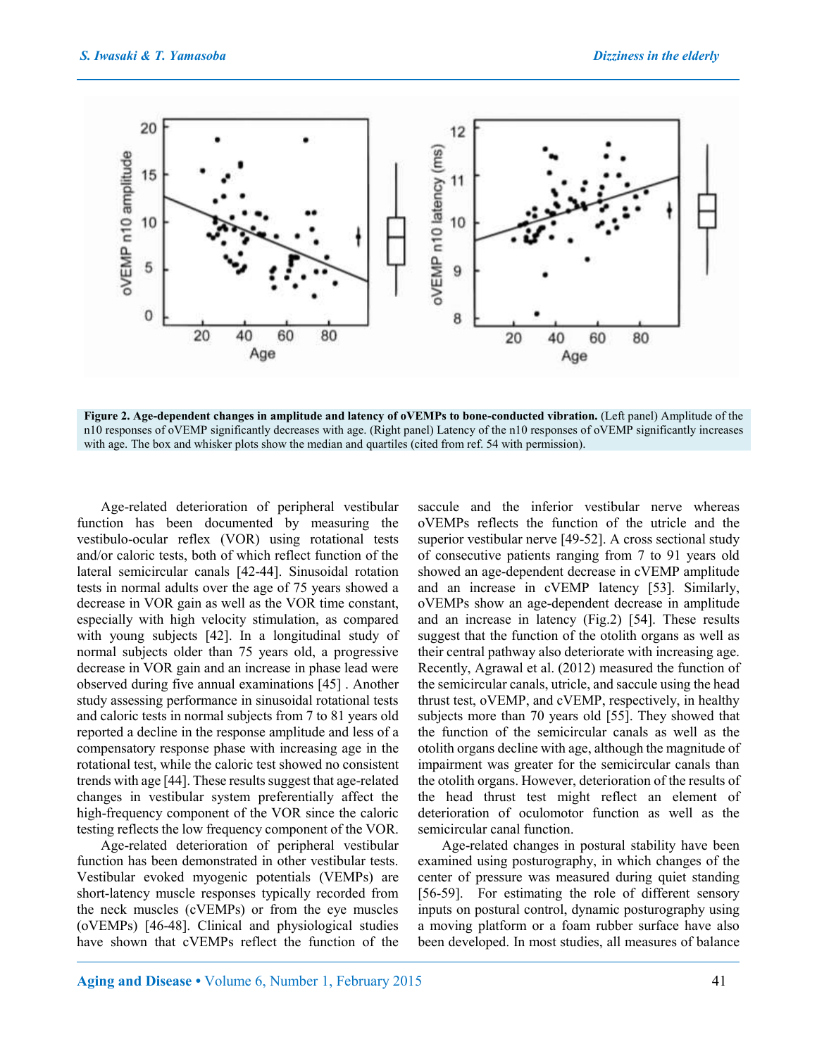**Figure 2. Age-dependent changes in amplitude and latency of oVEMPs to bone-conducted vibration.** (Left panel) Amplitude of the n10 responses of oVEMP significantly decreases with age. (Right panel) Latency of the n10 responses of oVEMP significantly increases with age. The box and whisker plots show the median and quartiles (cited from ref. 54 with permission).

Age-related deterioration of peripheral vestibular function has been documented by measuring the vestibulo-ocular reflex (VOR) using rotational tests and/or caloric tests, both of which reflect function of the lateral semicircular canals [42-44]. Sinusoidal rotation tests in normal adults over the age of 75 years showed a decrease in VOR gain as well as the VOR time constant, especially with high velocity stimulation, as compared with young subjects [42]. In a longitudinal study of normal subjects older than 75 years old, a progressive decrease in VOR gain and an increase in phase lead were observed during five annual examinations [45] . Another study assessing performance in sinusoidal rotational tests and caloric tests in normal subjects from 7 to 81 years old reported a decline in the response amplitude and less of a compensatory response phase with increasing age in the rotational test, while the caloric test showed no consistent trends with age [44]. These results suggest that age-related changes in vestibular system preferentially affect the high-frequency component of the VOR since the caloric testing reflects the low frequency component of the VOR.

Age-related deterioration of peripheral vestibular function has been demonstrated in other vestibular tests. Vestibular evoked myogenic potentials (VEMPs) are short-latency muscle responses typically recorded from the neck muscles (cVEMPs) or from the eye muscles (oVEMPs) [46-48]. Clinical and physiological studies have shown that cVEMPs reflect the function of the saccule and the inferior vestibular nerve whereas oVEMPs reflects the function of the utricle and the superior vestibular nerve [49-52]. A cross sectional study of consecutive patients ranging from 7 to 91 years old showed an age-dependent decrease in cVEMP amplitude and an increase in cVEMP latency [53]. Similarly, oVEMPs show an age-dependent decrease in amplitude and an increase in latency (Fig.2) [54]. These results suggest that the function of the otolith organs as well as their central pathway also deteriorate with increasing age. Recently, Agrawal et al. (2012) measured the function of the semicircular canals, utricle, and saccule using the head thrust test, oVEMP, and cVEMP, respectively, in healthy subjects more than 70 years old [55]. They showed that the function of the semicircular canals as well as the otolith organs decline with age, although the magnitude of impairment was greater for the semicircular canals than the otolith organs. However, deterioration of the results of the head thrust test might reflect an element of deterioration of oculomotor function as well as the semicircular canal function.

Age-related changes in postural stability have been examined using posturography, in which changes of the center of pressure was measured during quiet standing [56-59]. For estimating the role of different sensory inputs on postural control, dynamic posturography using a moving platform or a foam rubber surface have also been developed. In most studies, all measures of balance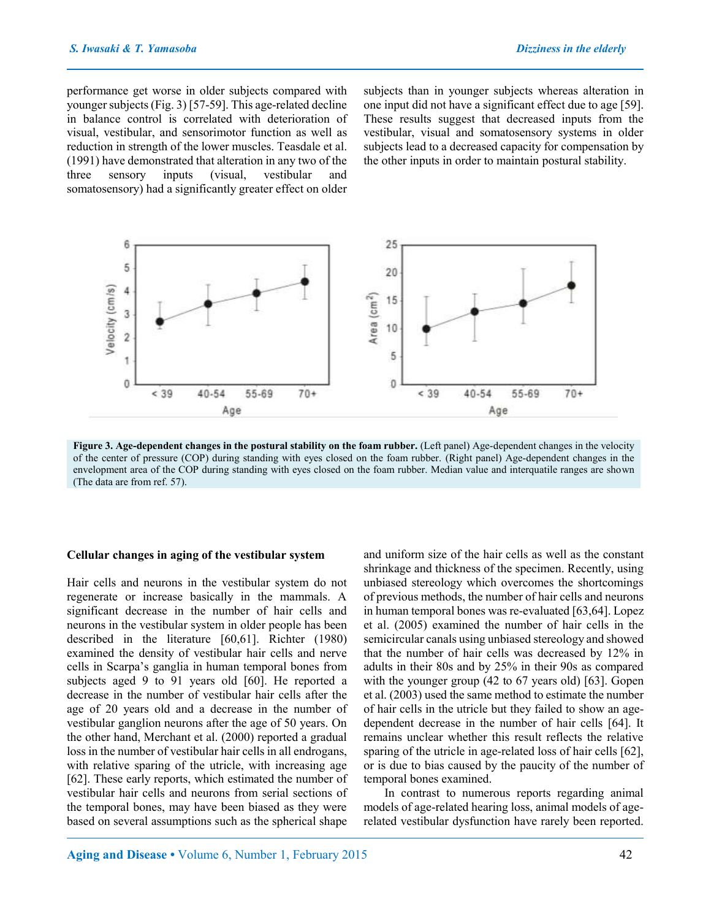performance get worse in older subjects compared with younger subjects (Fig. 3) [57-59]. This age-related decline in balance control is correlated with deterioration of visual, vestibular, and sensorimotor function as well as reduction in strength of the lower muscles. Teasdale et al. (1991) have demonstrated that alteration in any two of the three sensory inputs (visual, vestibular and somatosensory) had a significantly greater effect on older subjects than in younger subjects whereas alteration in one input did not have a significant effect due to age [59]. These results suggest that decreased inputs from the vestibular, visual and somatosensory systems in older subjects lead to a decreased capacity for compensation by the other inputs in order to maintain postural stability.

**Figure 3. Age-dependent changes in the postural stability on the foam rubber.** (Left panel) Age-dependent changes in the velocity of the center of pressure (COP) during standing with eyes closed on the foam rubber. (Right panel) Age-dependent changes in the envelopment area of the COP during standing with eyes closed on the foam rubber. Median value and interquatile ranges are shown (The data are from ref. 57).

## Cellular changes in aging of the vestibular system

Hair cells and neurons in the vestibular system do not regenerate or increase basically in the mammals. A significant decrease in the number of hair cells and neurons in the vestibular system in older people has been described in the literature [60,61]. Richter (1980) examined the density of vestibular hair cells and nerve cells in Scarpa's ganglia in human temporal bones from subjects aged 9 to 91 years old [60]. He reported a decrease in the number of vestibular hair cells after the age of 20 years old and a decrease in the number of vestibular ganglion neurons after the age of 50 years. On the other hand, Merchant et al. (2000) reported a gradual loss in the number of vestibular hair cells in all endrogans, with relative sparing of the utricle, with increasing age [62]. These early reports, which estimated the number of vestibular hair cells and neurons from serial sections of the temporal bones, may have been biased as they were based on several assumptions such as the spherical shape and uniform size of the hair cells as well as the constant shrinkage and thickness of the specimen. Recently, using unbiased stereology which overcomes the shortcomings of previous methods, the number of hair cells and neurons in human temporal bones was re-evaluated [63,64]. Lopez et al. (2005) examined the number of hair cells in the semicircular canals using unbiased stereology and showed that the number of hair cells was decreased by 12% in adults in their 80s and by 25% in their 90s as compared with the younger group (42 to 67 years old) [63]. Gopen et al. (2003) used the same method to estimate the number of hair cells in the utricle but they failed to show an age-dependent decrease in the number of hair cells [64]. It remains unclear whether this result reflects the relative sparing of the utricle in age-related loss of hair cells [62], or is due to bias caused by the paucity of the number of temporal bones examined.

In contrast to numerous reports regarding animal models of age-related hearing loss, animal models of age-related vestibular dysfunction have rarely been reported.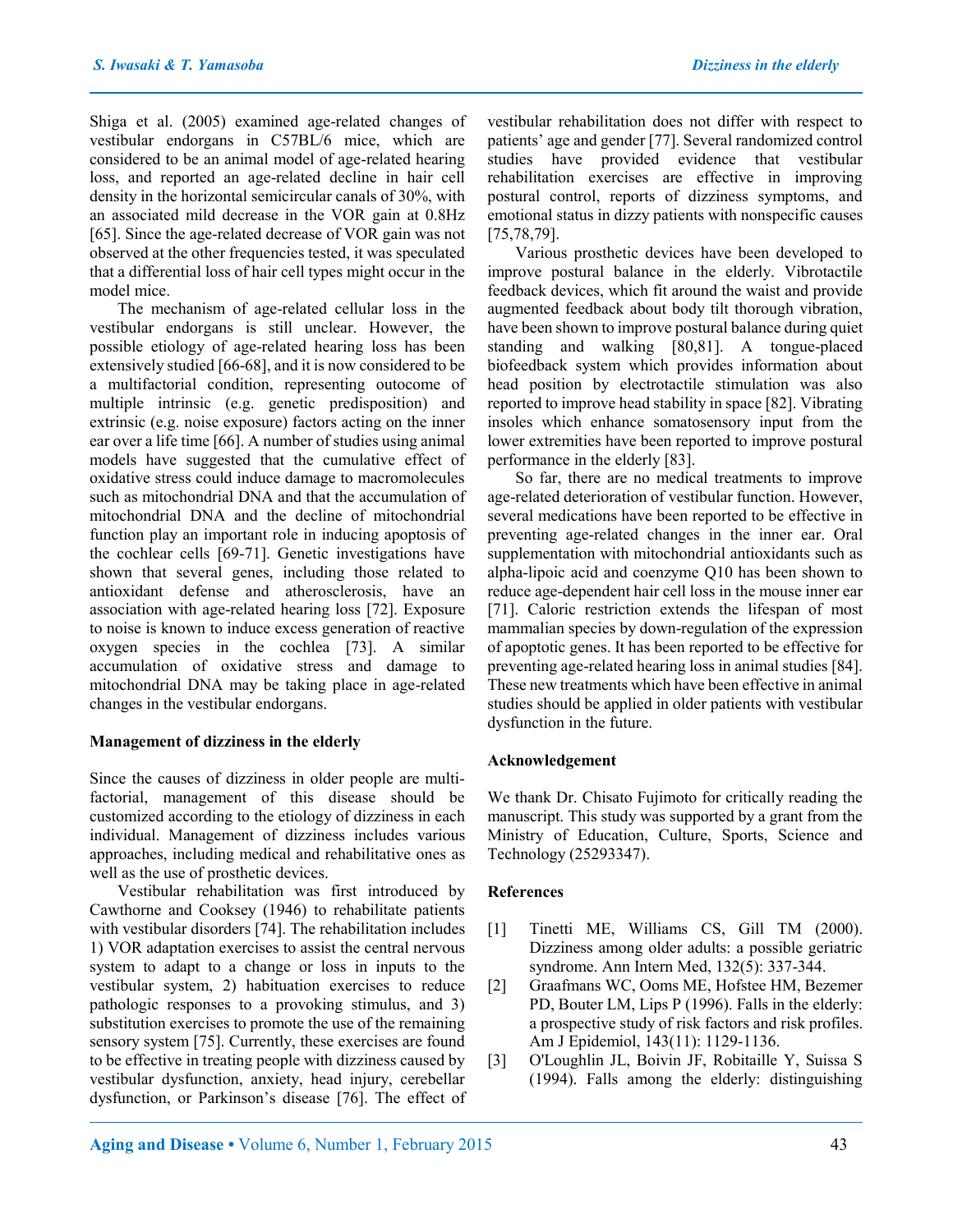Shiga et al. (2005) examined age-related changes of vestibular endorgans in C57BL/6 mice, which are considered to be an animal model of age-related hearing loss, and reported an age-related decline in hair cell density in the horizontal semicircular canals of 30%, with an associated mild decrease in the VOR gain at 0.8Hz [65]. Since the age-related decrease of VOR gain was not observed at the other frequencies tested, it was speculated that a differential loss of hair cell types might occur in the model mice.

The mechanism of age-related cellular loss in the vestibular endorgans is still unclear. However, the possible etiology of age-related hearing loss has been extensively studied [66-68], and it is now considered to be a multifactorial condition, representing outocome of multiple intrinsic (e.g. genetic predisposition) and extrinsic (e.g. noise exposure) factors acting on the inner ear over a life time [66]. A number of studies using animal models have suggested that the cumulative effect of oxidative stress could induce damage to macromolecules such as mitochondrial DNA and that the accumulation of mitochondrial DNA and the decline of mitochondrial function play an important role in inducing apoptosis of the cochlear cells [69-71]. Genetic investigations have shown that several genes, including those related to antioxidant defense and atherosclerosis, have an association with age-related hearing loss [72]. Exposure to noise is known to induce excess generation of reactive oxygen species in the cochlea [73]. A similar accumulation of oxidative stress and damage to mitochondrial DNA may be taking place in age-related changes in the vestibular endorgans.

**Management of dizziness in the elderly**

Since the causes of dizziness in older people are multi-factorial, management of this disease should be customized according to the etiology of dizziness in each individual. Management of dizziness includes various approaches, including medical and rehabilitative ones as well as the use of prosthetic devices.

Vestibular rehabilitation was first introduced by Cawthorne and Cooksey (1946) to rehabilitate patients with vestibular disorders [74]. The rehabilitation includes 1) VOR adaptation exercises to assist the central nervous system to adapt to a change or loss in inputs to the vestibular system, 2) habituation exercises to reduce pathologic responses to a provoking stimulus, and 3) substitution exercises to promote the use of the remaining sensory system [75]. Currently, these exercises are found to be effective in treating people with dizziness caused by vestibular dysfunction, anxiety, head injury, cerebellar dysfunction, or Parkinson's disease [76]. The effect of vestibular rehabilitation does not differ with respect to patients' age and gender [77]. Several randomized control studies have provided evidence that vestibular rehabilitation exercises are effective in improving postural control, reports of dizziness symptoms, and emotional status in dizzy patients with nonspecific causes [75,78,79].

Various prosthetic devices have been developed to improve postural balance in the elderly. Vibrotactile feedback devices, which fit around the waist and provide augmented feedback about body tilt thorough vibration, have been shown to improve postural balance during quiet standing and walking [80,81]. A tongue-placed biofeedback system which provides information about head position by electrotactile stimulation was also reported to improve head stability in space [82]. Vibrating insoles which enhance somatosensory input from the lower extremities have been reported to improve postural performance in the elderly [83].

So far, there are no medical treatments to improve age-related deterioration of vestibular function. However, several medications have been reported to be effective in preventing age-related changes in the inner ear. Oral supplementation with mitochondrial antioxidants such as alpha-lipoic acid and coenzyme Q10 has been shown to reduce age-dependent hair cell loss in the mouse inner ear [71]. Caloric restriction extends the lifespan of most mammalian species by down-regulation of the expression of apoptotic genes. It has been reported to be effective for preventing age-related hearing loss in animal studies [84]. These new treatments which have been effective in animal studies should be applied in older patients with vestibular dysfunction in the future.

**Acknowledgement**

We thank Dr. Chisato Fujimoto for critically reading the manuscript. This study was supported by a grant from the Ministry of Education, Culture, Sports, Science and Technology (25293347).

**References**

[1] Tinetti ME, Williams CS, Gill TM (2000). Dizziness among older adults: a possible geriatric syndrome. Ann Intern Med, 132(5): 337-344.

[2] Graafmans WC, Ooms ME, Hofstee HM, Bezemer PD, Bouter LM, Lips P (1996). Falls in the elderly: a prospective study of risk factors and risk profiles. Am J Epidemiol, 143(11): 1129-1136.

[3] O'Loughlin JL, Boivin JF, Robitaille Y, Suissa S (1994). Falls among the elderly: distinguishing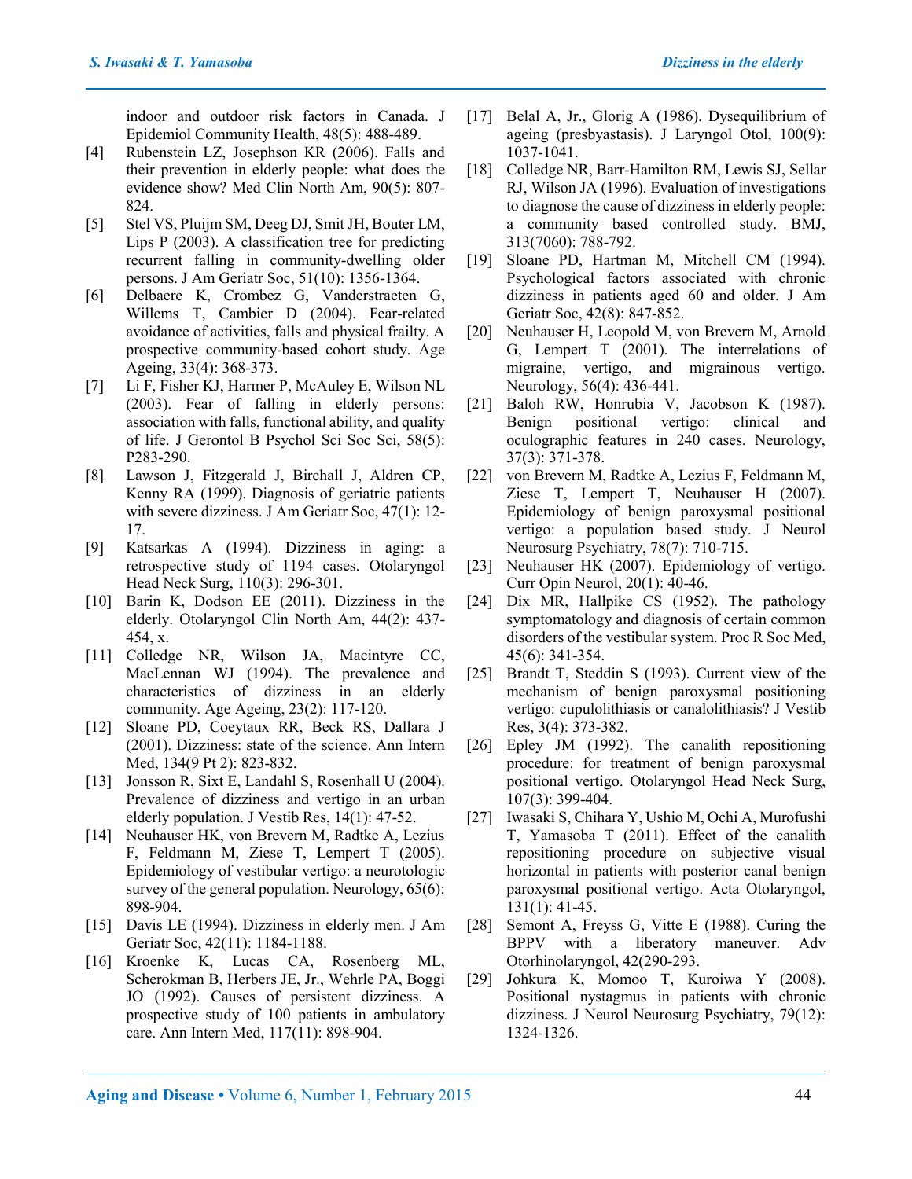indoor and outdoor risk factors in Canada. J Epidemiol Community Health, 48(5): 488-489.

[4] Rubenstein LZ, Josephson KR (2006). Falls and their prevention in elderly people: what does the evidence show? Med Clin North Am, 90(5): 807-824.

[5] Stel VS, Pluijm SM, Deeg DJ, Smit JH, Bouter LM, Lips P (2003). A classification tree for predicting recurrent falling in community-dwelling older persons. J Am Geriatr Soc, 51(10): 1356-1364.

[6] Delbaere K, Crombez G, Vanderstraeten G, Willems T, Cambier D (2004). Fear-related avoidance of activities, falls and physical frailty. A prospective community-based cohort study. Age Ageing, 33(4): 368-373.

[7] Li F, Fisher KJ, Harmer P, McAuley E, Wilson NL (2003). Fear of falling in elderly persons: association with falls, functional ability, and quality of life. J Gerontol B Psychol Sci Soc Sci, 58(5): P283-290.

[8] Lawson J, Fitzgerald J, Birchall J, Aldren CP, Kenny RA (1999). Diagnosis of geriatric patients with severe dizziness. J Am Geriatr Soc, 47(1): 12-17.

[9] Katsarkas A (1994). Dizziness in aging: a retrospective study of 1194 cases. Otolaryngol Head Neck Surg, 110(3): 296-301.

[10] Barin K, Dodson EE (2011). Dizziness in the elderly. Otolaryngol Clin North Am, 44(2): 437-454, x.

[11] Colledge NR, Wilson JA, Macintyre CC, MacLennan WJ (1994). The prevalence and characteristics of dizziness in an elderly community. Age Ageing, 23(2): 117-120.

[12] Sloane PD, Coeytaux RR, Beck RS, Dallara J (2001). Dizziness: state of the science. Ann Intern Med, 134(9 Pt 2): 823-832.

[13] Jonsson R, Sixt E, Landahl S, Rosenhall U (2004). Prevalence of dizziness and vertigo in an urban elderly population. J Vestib Res, 14(1): 47-52.

[14] Neuhauser HK, von Brevern M, Radtke A, Lezius F, Feldmann M, Ziese T, Lempert T (2005). Epidemiology of vestibular vertigo: a neurotologic survey of the general population. Neurology, 65(6): 898-904.

[15] Davis LE (1994). Dizziness in elderly men. J Am Geriatr Soc, 42(11): 1184-1188.

[16] Kroenke K, Lucas CA, Rosenberg ML, Scherokman B, Herbers JE, Jr., Wehrle PA, Boggi JO (1992). Causes of persistent dizziness. A prospective study of 100 patients in ambulatory care. Ann Intern Med, 117(11): 898-904.

[17] Belal A, Jr., Glorig A (1986). Dysequilibrium of ageing (presbyastasis). J Laryngol Otol, 100(9): 1037-1041.

[18] Colledge NR, Barr-Hamilton RM, Lewis SJ, Sellar RJ, Wilson JA (1996). Evaluation of investigations to diagnose the cause of dizziness in elderly people: a community based controlled study. BMJ, 313(7060): 788-792.

[19] Sloane PD, Hartman M, Mitchell CM (1994). Psychological factors associated with chronic dizziness in patients aged 60 and older. J Am Geriatr Soc, 42(8): 847-852.

[20] Neuhauser H, Leopold M, von Brevern M, Arnold G, Lempert T (2001). The interrelations of migraine, vertigo, and migrainous vertigo. Neurology, 56(4): 436-441.

[21] Baloh RW, Honrubia V, Jacobson K (1987). Benign positional vertigo: clinical and oculographic features in 240 cases. Neurology, 37(3): 371-378.

[22] von Brevern M, Radtke A, Lezius F, Feldmann M, Ziese T, Lempert T, Neuhauser H (2007). Epidemiology of benign paroxysmal positional vertigo: a population based study. J Neurol Neurosurg Psychiatry, 78(7): 710-715.

[23] Neuhauser HK (2007). Epidemiology of vertigo. Curr Opin Neurol, 20(1): 40-46.

[24] Dix MR, Hallpike CS (1952). The pathology symptomatology and diagnosis of certain common disorders of the vestibular system. Proc R Soc Med, 45(6): 341-354.

[25] Brandt T, Steddin S (1993). Current view of the mechanism of benign paroxysmal positioning vertigo: cupulolithiasis or canalolithiasis? J Vestib Res, 3(4): 373-382.

[26] Epley JM (1992). The canalith repositioning procedure: for treatment of benign paroxysmal positional vertigo. Otolaryngol Head Neck Surg, 107(3): 399-404.

[27] Iwasaki S, Chihara Y, Ushio M, Ochi A, Murofushi T, Yamasoba T (2011). Effect of the canalith repositioning procedure on subjective visual horizontal in patients with posterior canal benign paroxysmal positional vertigo. Acta Otolaryngol, 131(1): 41-45.

[28] Semont A, Freyss G, Vitte E (1988). Curing the BPPV with a liberatory maneuver. Adv Otorhinolaryngol, 42(290-293.

[29] Johkura K, Momoo T, Kuroiwa Y (2008). Positional nystagmus in patients with chronic dizziness. J Neurol Neurosurg Psychiatry, 79(12): 1324-1326.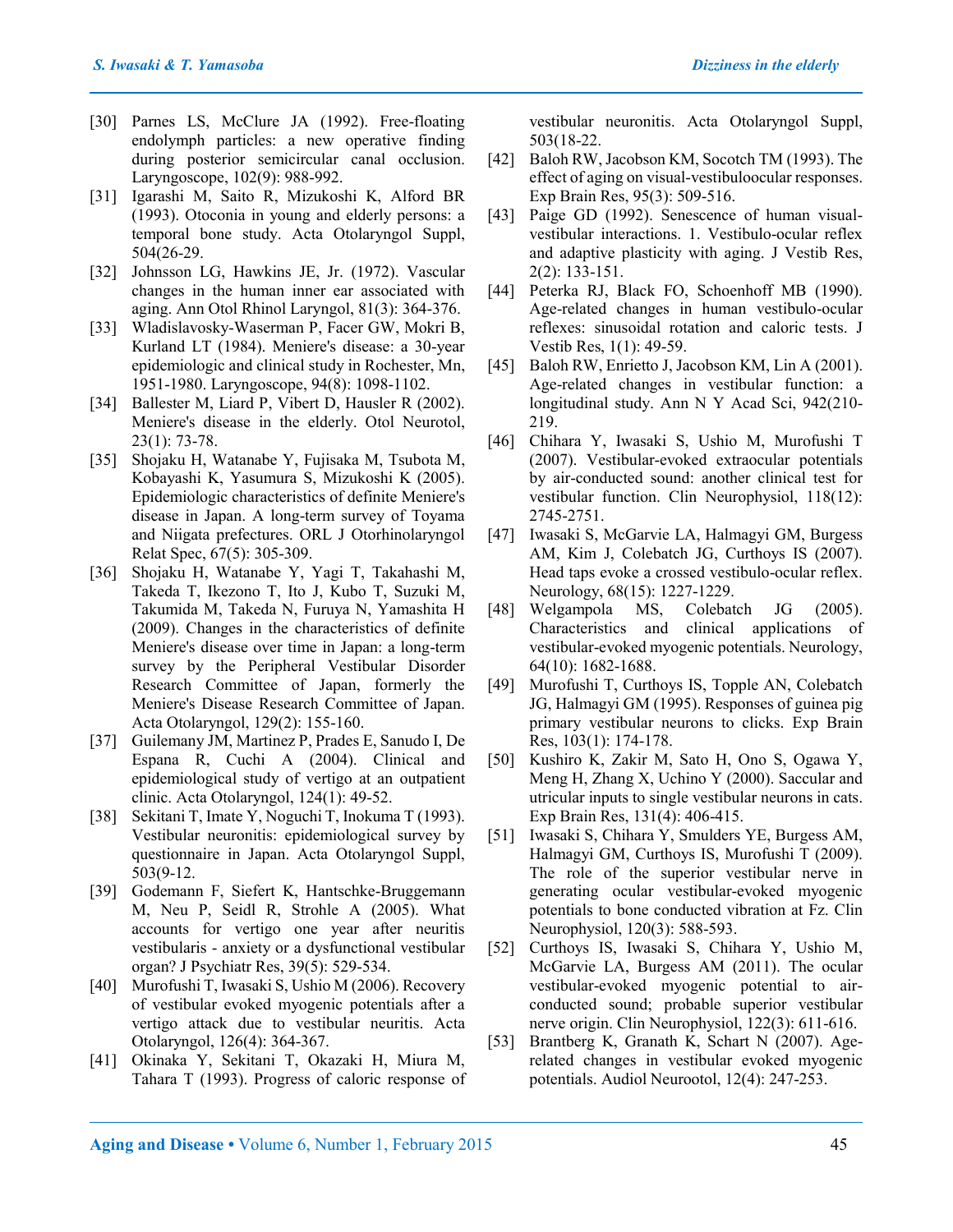[30] Parnes LS, McClure JA (1992). Free-floating endolymph particles: a new operative finding during posterior semicircular canal occlusion. Laryngoscope, 102(9): 988-992.

[31] Igarashi M, Saito R, Mizukoshi K, Alford BR (1993). Otoconia in young and elderly persons: a temporal bone study. Acta Otolaryngol Suppl, 504(26-29.

[32] Johnsson LG, Hawkins JE, Jr. (1972). Vascular changes in the human inner ear associated with aging. Ann Otol Rhinol Laryngol, 81(3): 364-376.

[33] Wladislavosky-Waserman P, Facer GW, Mokri B, Kurland LT (1984). Meniere's disease: a 30-year epidemiologic and clinical study in Rochester, Mn, 1951-1980. Laryngoscope, 94(8): 1098-1102.

[34] Ballester M, Liard P, Vibert D, Hausler R (2002). Meniere's disease in the elderly. Otol Neurotol, 23(1): 73-78.

[35] Shojaku H, Watanabe Y, Fujisaka M, Tsubota M, Kobayashi K, Yasumura S, Mizukoshi K (2005). Epidemiologic characteristics of definite Meniere's disease in Japan. A long-term survey of Toyama and Niigata prefectures. ORL J Otorhinolaryngol Relat Spec, 67(5): 305-309.

[36] Shojaku H, Watanabe Y, Yagi T, Takahashi M, Takeda T, Ikezono T, Ito J, Kubo T, Suzuki M, Takumida M, Takeda N, Furuya N, Yamashita H (2009). Changes in the characteristics of definite Meniere's disease over time in Japan: a long-term survey by the Peripheral Vestibular Disorder Research Committee of Japan, formerly the Meniere's Disease Research Committee of Japan. Acta Otolaryngol, 129(2): 155-160.

[37] Guilemany JM, Martinez P, Prades E, Sanudo I, De Espana R, Cuchi A (2004). Clinical and epidemiological study of vertigo at an outpatient clinic. Acta Otolaryngol, 124(1): 49-52.

[38] Sekitani T, Imate Y, Noguchi T, Inokuma T (1993). Vestibular neuronitis: epidemiological survey by questionnaire in Japan. Acta Otolaryngol Suppl, 503(9-12.

[39] Godemann F, Siefert K, Hantschke-Bruggemann M, Neu P, Seidl R, Strohle A (2005). What accounts for vertigo one year after neuritis vestibularis - anxiety or a dysfunctional vestibular organ? J Psychiatr Res, 39(5): 529-534.

[40] Murofushi T, Iwasaki S, Ushio M (2006). Recovery of vestibular evoked myogenic potentials after a vertigo attack due to vestibular neuritis. Acta Otolaryngol, 126(4): 364-367.

[41] Okinaka Y, Sekitani T, Okazaki H, Miura M, Tahara T (1993). Progress of caloric response of vestibular neuronitis. Acta Otolaryngol Suppl, 503(18-22.

[42] Baloh RW, Jacobson KM, Socotch TM (1993). The effect of aging on visual-vestibuloocular responses. Exp Brain Res, 95(3): 509-516.

[43] Paige GD (1992). Senescence of human visual-vestibular interactions. 1. Vestibulo-ocular reflex and adaptive plasticity with aging. J Vestib Res, 2(2): 133-151.

[44] Peterka RJ, Black FO, Schoenhoff MB (1990). Age-related changes in human vestibulo-ocular reflexes: sinusoidal rotation and caloric tests. J Vestib Res, 1(1): 49-59.

[45] Baloh RW, Enrietto J, Jacobson KM, Lin A (2001). Age-related changes in vestibular function: a longitudinal study. Ann N Y Acad Sci, 942(210-219.

[46] Chihara Y, Iwasaki S, Ushio M, Murofushi T (2007). Vestibular-evoked extraocular potentials by air-conducted sound: another clinical test for vestibular function. Clin Neurophysiol, 118(12): 2745-2751.

[47] Iwasaki S, McGarvie LA, Halmagyi GM, Burgess AM, Kim J, Colebatch JG, Curthoys IS (2007). Head taps evoke a crossed vestibulo-ocular reflex. Neurology, 68(15): 1227-1229.

[48] Welgampola MS, Colebatch JG (2005). Characteristics and clinical applications of vestibular-evoked myogenic potentials. Neurology, 64(10): 1682-1688.

[49] Murofushi T, Curthoys IS, Topple AN, Colebatch JG, Halmagyi GM (1995). Responses of guinea pig primary vestibular neurons to clicks. Exp Brain Res, 103(1): 174-178.

[50] Kushiro K, Zakir M, Sato H, Ono S, Ogawa Y, Meng H, Zhang X, Uchino Y (2000). Saccular and utricular inputs to single vestibular neurons in cats. Exp Brain Res, 131(4): 406-415.

[51] Iwasaki S, Chihara Y, Smulders YE, Burgess AM, Halmagyi GM, Curthoys IS, Murofushi T (2009). The role of the superior vestibular nerve in generating ocular vestibular-evoked myogenic potentials to bone conducted vibration at Fz. Clin Neurophysiol, 120(3): 588-593.

[52] Curthoys IS, Iwasaki S, Chihara Y, Ushio M, McGarvie LA, Burgess AM (2011). The ocular vestibular-evoked myogenic potential to air-conducted sound; probable superior vestibular nerve origin. Clin Neurophysiol, 122(3): 611-616.

[53] Brantberg K, Granath K, Schart N (2007). Age-related changes in vestibular evoked myogenic potentials. Audiol Neurootol, 12(4): 247-253.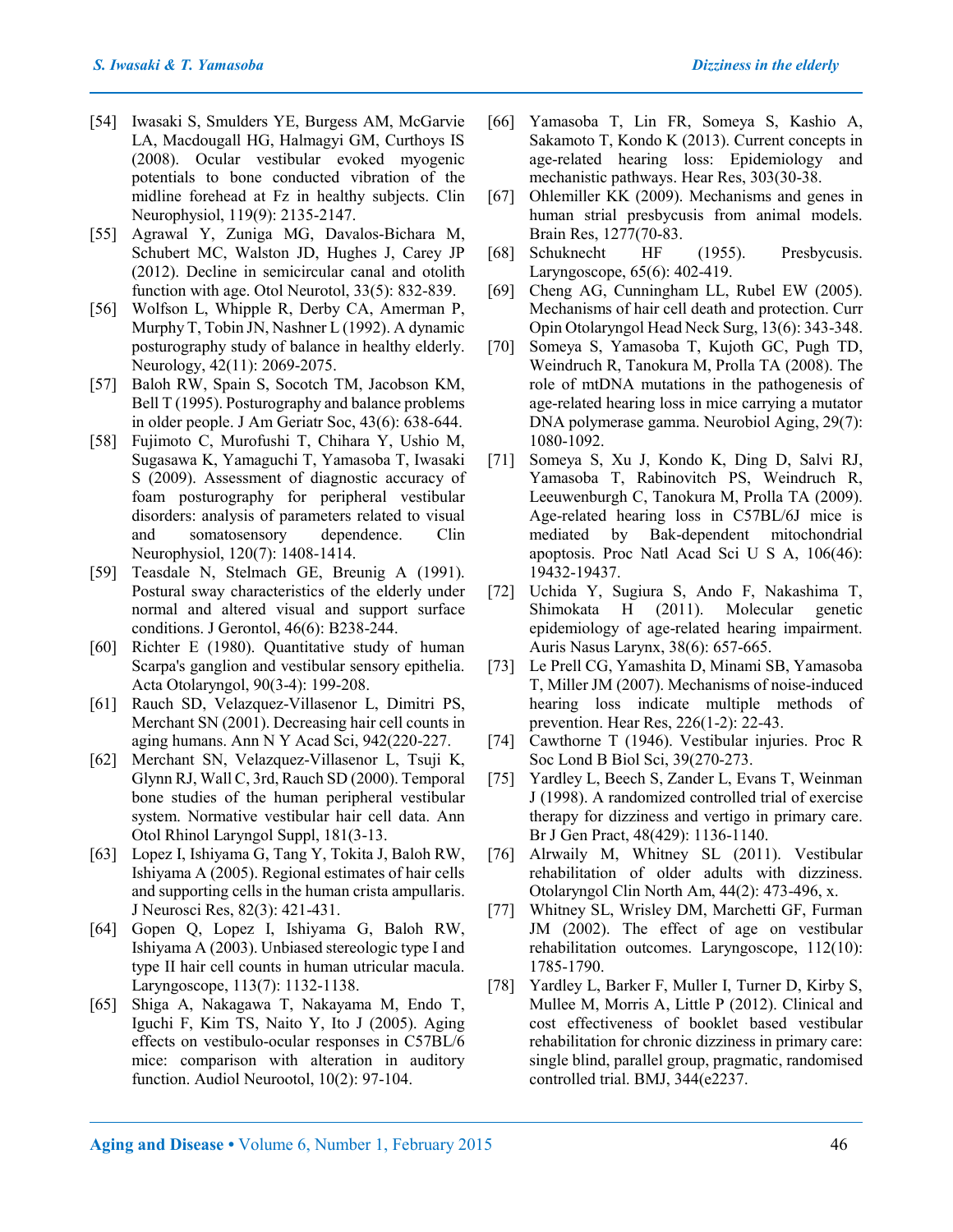[54] Iwasaki S, Smulders YE, Burgess AM, McGarvie LA, Macdougall HG, Halmagyi GM, Curthoys IS (2008). Ocular vestibular evoked myogenic potentials to bone conducted vibration of the midline forehead at Fz in healthy subjects. Clin Neurophysiol, 119(9): 2135-2147.

[55] Agrawal Y, Zuniga MG, Davalos-Bichara M, Schubert MC, Walston JD, Hughes J, Carey JP (2012). Decline in semicircular canal and otolith function with age. Otol Neurotol, 33(5): 832-839.

[56] Wolfson L, Whipple R, Derby CA, Amerman P, Murphy T, Tobin JN, Nashner L (1992). A dynamic posturography study of balance in healthy elderly. Neurology, 42(11): 2069-2075.

[57] Baloh RW, Spain S, Socotch TM, Jacobson KM, Bell T (1995). Posturography and balance problems in older people. J Am Geriatr Soc, 43(6): 638-644.

[58] Fujimoto C, Murofushi T, Chihara Y, Ushio M, Sugasawa K, Yamaguchi T, Yamasoba T, Iwasaki S (2009). Assessment of diagnostic accuracy of foam posturography for peripheral vestibular disorders: analysis of parameters related to visual and somatosensory dependence. Clin Neurophysiol, 120(7): 1408-1414.

[59] Teasdale N, Stelmach GE, Breunig A (1991). Postural sway characteristics of the elderly under normal and altered visual and support surface conditions. J Gerontol, 46(6): B238-244.

[60] Richter E (1980). Quantitative study of human Scarpa's ganglion and vestibular sensory epithelia. Acta Otolaryngol, 90(3-4): 199-208.

[61] Rauch SD, Velazquez-Villasenor L, Dimitri PS, Merchant SN (2001). Decreasing hair cell counts in aging humans. Ann N Y Acad Sci, 942(220-227.

[62] Merchant SN, Velazquez-Villasenor L, Tsuji K, Glynn RJ, Wall C, 3rd, Rauch SD (2000). Temporal bone studies of the human peripheral vestibular system. Normative vestibular hair cell data. Ann Otol Rhinol Laryngol Suppl, 181(3-13.

[63] Lopez I, Ishiyama G, Tang Y, Tokita J, Baloh RW, Ishiyama A (2005). Regional estimates of hair cells and supporting cells in the human crista ampullaris. J Neurosci Res, 82(3): 421-431.

[64] Gopen Q, Lopez I, Ishiyama G, Baloh RW, Ishiyama A (2003). Unbiased stereologic type I and type II hair cell counts in human utricular macula. Laryngoscope, 113(7): 1132-1138.

[65] Shiga A, Nakagawa T, Nakayama M, Endo T, Iguchi F, Kim TS, Naito Y, Ito J (2005). Aging effects on vestibulo-ocular responses in C57BL/6 mice: comparison with alteration in auditory function. Audiol Neurootol, 10(2): 97-104.

[66] Yamasoba T, Lin FR, Someya S, Kashio A, Sakamoto T, Kondo K (2013). Current concepts in age-related hearing loss: Epidemiology and mechanistic pathways. Hear Res, 303(30-38.

[67] Ohlemiller KK (2009). Mechanisms and genes in human strial presbycusis from animal models. Brain Res, 1277(70-83.

[68] Schuknecht HF (1955). Presbycusis. Laryngoscope, 65(6): 402-419.

[69] Cheng AG, Cunningham LL, Rubel EW (2005). Mechanisms of hair cell death and protection. Curr Opin Otolaryngol Head Neck Surg, 13(6): 343-348.

[70] Someya S, Yamasoba T, Kujoth GC, Pugh TD, Weindruch R, Tanokura M, Prolla TA (2008). The role of mtDNA mutations in the pathogenesis of age-related hearing loss in mice carrying a mutator DNA polymerase gamma. Neurobiol Aging, 29(7): 1080-1092.

[71] Someya S, Xu J, Kondo K, Ding D, Salvi RJ, Yamasoba T, Rabinovitch PS, Weindruch R, Leeuwenburgh C, Tanokura M, Prolla TA (2009). Age-related hearing loss in C57BL/6J mice is mediated by Bak-dependent mitochondrial apoptosis. Proc Natl Acad Sci U S A, 106(46): 19432-19437.

[72] Uchida Y, Sugiura S, Ando F, Nakashima T, Shimokata H (2011). Molecular genetic epidemiology of age-related hearing impairment. Auris Nasus Larynx, 38(6): 657-665.

[73] Le Prell CG, Yamashita D, Minami SB, Yamasoba T, Miller JM (2007). Mechanisms of noise-induced hearing loss indicate multiple methods of prevention. Hear Res, 226(1-2): 22-43.

[74] Cawthorne T (1946). Vestibular injuries. Proc R Soc Lond B Biol Sci, 39(270-273.

[75] Yardley L, Beech S, Zander L, Evans T, Weinman J (1998). A randomized controlled trial of exercise therapy for dizziness and vertigo in primary care. Br J Gen Pract, 48(429): 1136-1140.

[76] Alrwaily M, Whitney SL (2011). Vestibular rehabilitation of older adults with dizziness. Otolaryngol Clin North Am, 44(2): 473-496, x.

[77] Whitney SL, Wrisley DM, Marchetti GF, Furman JM (2002). The effect of age on vestibular rehabilitation outcomes. Laryngoscope, 112(10): 1785-1790.

[78] Yardley L, Barker F, Muller I, Turner D, Kirby S, Mullee M, Morris A, Little P (2012). Clinical and cost effectiveness of booklet based vestibular rehabilitation for chronic dizziness in primary care: single blind, parallel group, pragmatic, randomised controlled trial. BMJ, 344(e2237.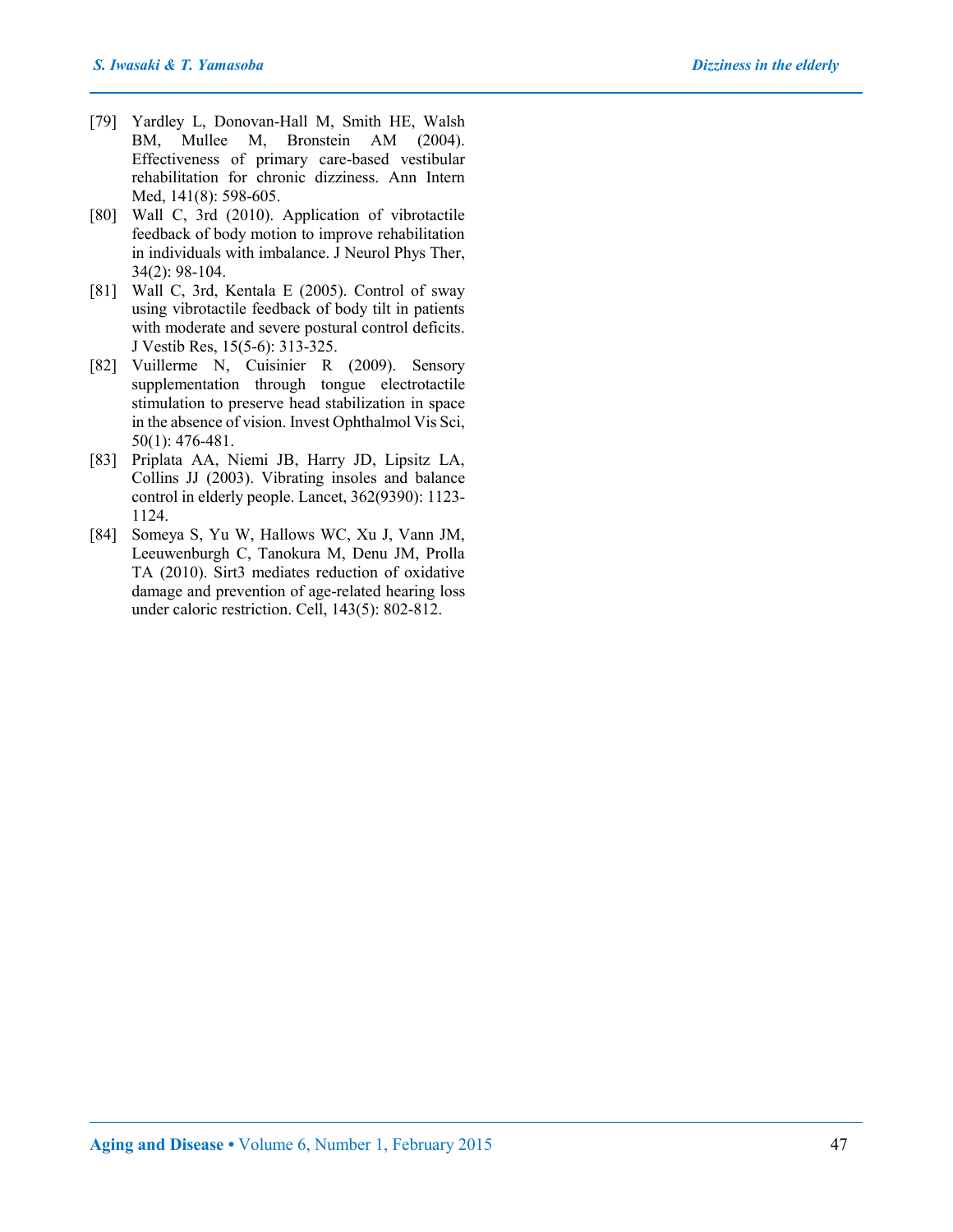[79] Yardley L, Donovan-Hall M, Smith HE, Walsh BM, Mullee M, Bronstein AM (2004). Effectiveness of primary care-based vestibular rehabilitation for chronic dizziness. Ann Intern Med, 141(8): 598-605.

[80] Wall C, 3rd (2010). Application of vibrotactile feedback of body motion to improve rehabilitation in individuals with imbalance. J Neurol Phys Ther, 34(2): 98-104.

[81] Wall C, 3rd, Kentala E (2005). Control of sway using vibrotactile feedback of body tilt in patients with moderate and severe postural control deficits. J Vestib Res, 15(5-6): 313-325.

[82] Vuillerme N, Cuisinier R (2009). Sensory supplementation through tongue electrotactile stimulation to preserve head stabilization in space in the absence of vision. Invest Ophthalmol Vis Sci, 50(1): 476-481.

[83] Priplata AA, Niemi JB, Harry JD, Lipsitz LA, Collins JJ (2003). Vibrating insoles and balance control in elderly people. Lancet, 362(9390): 1123-1124.

[84] Someya S, Yu W, Hallows WC, Xu J, Vann JM, Leeuwenburgh C, Tanokura M, Denu JM, Prolla TA (2010). Sirt3 mediates reduction of oxidative damage and prevention of age-related hearing loss under caloric restriction. Cell, 143(5): 802-812.